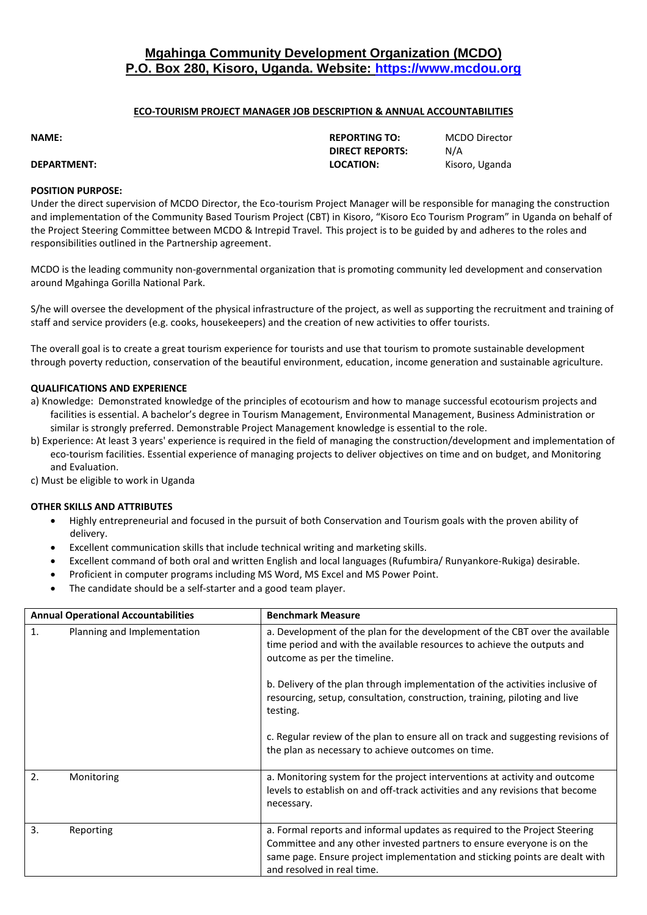# Mgahinga Community Development Organization (MCDO)
## P.O. Box 280, Kisoro, Uganda. Website: https://www.mcdou.org

**ECO-TOURISM PROJECT MANAGER JOB DESCRIPTION & ANNUAL ACCOUNTABILITIES**

| | | | |
|---|---|---|---|
| **NAME:** | | **REPORTING TO:** | MCDO Director |
| | | **DIRECT REPORTS:** | N/A |
| **DEPARTMENT:** | | **LOCATION:** | Kisoro, Uganda |

**POSITION PURPOSE:**

Under the direct supervision of MCDO Director, the Eco-tourism Project Manager will be responsible for managing the construction and implementation of the Community Based Tourism Project (CBT) in Kisoro, "Kisoro Eco Tourism Program" in Uganda on behalf of the Project Steering Committee between MCDO & Intrepid Travel. This project is to be guided by and adheres to the roles and responsibilities outlined in the Partnership agreement.

MCDO is the leading community non-governmental organization that is promoting community led development and conservation around Mgahinga Gorilla National Park.

S/he will oversee the development of the physical infrastructure of the project, as well as supporting the recruitment and training of staff and service providers (e.g. cooks, housekeepers) and the creation of new activities to offer tourists.

The overall goal is to create a great tourism experience for tourists and use that tourism to promote sustainable development through poverty reduction, conservation of the beautiful environment, education, income generation and sustainable agriculture.

**QUALIFICATIONS AND EXPERIENCE**

a) Knowledge: Demonstrated knowledge of the principles of ecotourism and how to manage successful ecotourism projects and facilities is essential. A bachelor's degree in Tourism Management, Environmental Management, Business Administration or similar is strongly preferred. Demonstrable Project Management knowledge is essential to the role.

b) Experience: At least 3 years' experience is required in the field of managing the construction/development and implementation of eco-tourism facilities. Essential experience of managing projects to deliver objectives on time and on budget, and Monitoring and Evaluation.

c) Must be eligible to work in Uganda

**OTHER SKILLS AND ATTRIBUTES**

- Highly entrepreneurial and focused in the pursuit of both Conservation and Tourism goals with the proven ability of delivery.
- Excellent communication skills that include technical writing and marketing skills.
- Excellent command of both oral and written English and local languages (Rufumbira/ Runyankore-Rukiga) desirable.
- Proficient in computer programs including MS Word, MS Excel and MS Power Point.
- The candidate should be a self-starter and a good team player.

| **Annual Operational Accountabilities** | **Benchmark Measure** |
|---|---|
| 1. Planning and Implementation | a. Development of the plan for the development of the CBT over the available time period and with the available resources to achieve the outputs and outcome as per the timeline.<br><br>b. Delivery of the plan through implementation of the activities inclusive of resourcing, setup, consultation, construction, training, piloting and live testing.<br><br>c. Regular review of the plan to ensure all on track and suggesting revisions of the plan as necessary to achieve outcomes on time. |
| 2. Monitoring | a. Monitoring system for the project interventions at activity and outcome levels to establish on and off-track activities and any revisions that become necessary. |
| 3. Reporting | a. Formal reports and informal updates as required to the Project Steering Committee and any other invested partners to ensure everyone is on the same page. Ensure project implementation and sticking points are dealt with and resolved in real time. |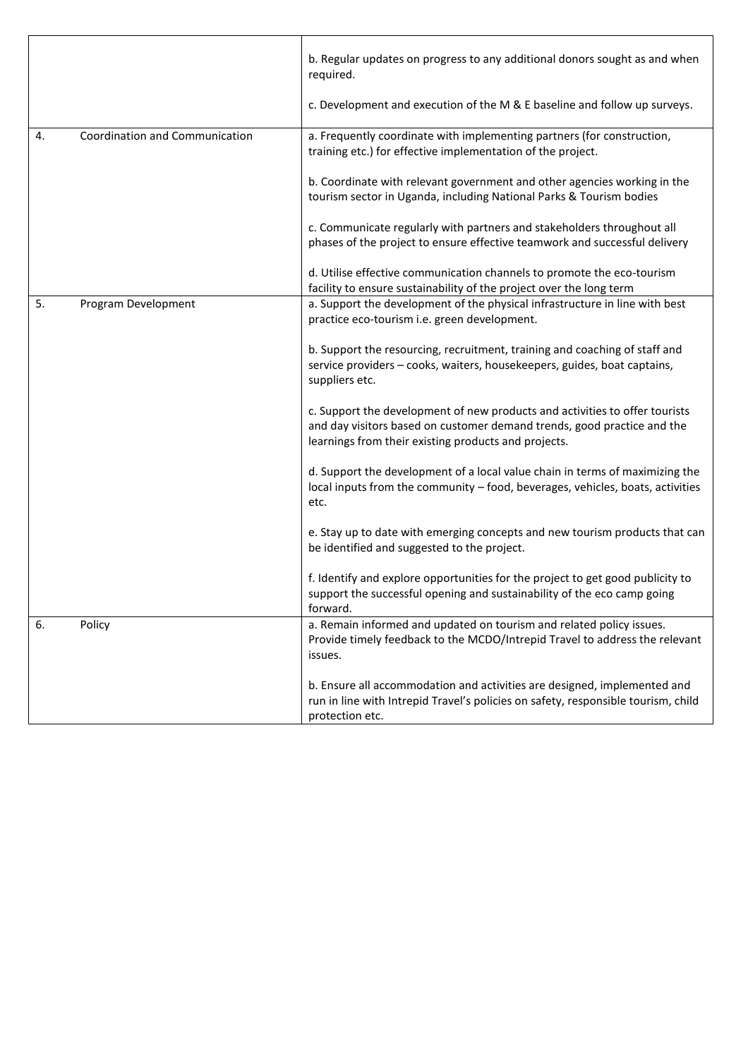| | |
|---|---|
| | b. Regular updates on progress to any additional donors sought as and when required.<br><br>c. Development and execution of the M & E baseline and follow up surveys. |
| 4. Coordination and Communication | a. Frequently coordinate with implementing partners (for construction, training etc.) for effective implementation of the project.<br><br>b. Coordinate with relevant government and other agencies working in the tourism sector in Uganda, including National Parks & Tourism bodies<br><br>c. Communicate regularly with partners and stakeholders throughout all phases of the project to ensure effective teamwork and successful delivery<br><br>d. Utilise effective communication channels to promote the eco-tourism facility to ensure sustainability of the project over the long term |
| 5. Program Development | a. Support the development of the physical infrastructure in line with best practice eco-tourism i.e. green development.<br><br>b. Support the resourcing, recruitment, training and coaching of staff and service providers – cooks, waiters, housekeepers, guides, boat captains, suppliers etc.<br><br>c. Support the development of new products and activities to offer tourists and day visitors based on customer demand trends, good practice and the learnings from their existing products and projects.<br><br>d. Support the development of a local value chain in terms of maximizing the local inputs from the community – food, beverages, vehicles, boats, activities etc.<br><br>e. Stay up to date with emerging concepts and new tourism products that can be identified and suggested to the project.<br><br>f. Identify and explore opportunities for the project to get good publicity to support the successful opening and sustainability of the eco camp going forward. |
| 6. Policy | a. Remain informed and updated on tourism and related policy issues. Provide timely feedback to the MCDO/Intrepid Travel to address the relevant issues.<br><br>b. Ensure all accommodation and activities are designed, implemented and run in line with Intrepid Travel's policies on safety, responsible tourism, child protection etc. |